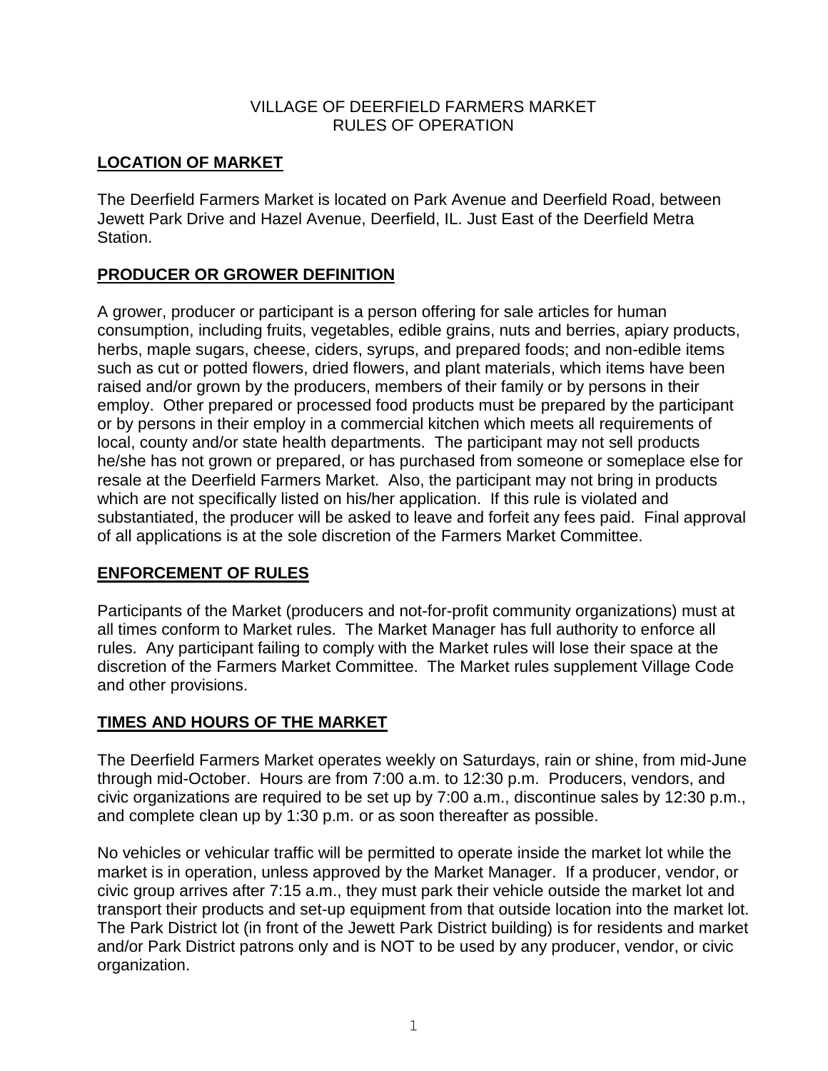# VILLAGE OF DEERFIELD FARMERS MARKET
# RULES OF OPERATION

## LOCATION OF MARKET

The Deerfield Farmers Market is located on Park Avenue and Deerfield Road, between Jewett Park Drive and Hazel Avenue, Deerfield, IL. Just East of the Deerfield Metra Station.

## PRODUCER OR GROWER DEFINITION

A grower, producer or participant is a person offering for sale articles for human consumption, including fruits, vegetables, edible grains, nuts and berries, apiary products, herbs, maple sugars, cheese, ciders, syrups, and prepared foods; and non-edible items such as cut or potted flowers, dried flowers, and plant materials, which items have been raised and/or grown by the producers, members of their family or by persons in their employ. Other prepared or processed food products must be prepared by the participant or by persons in their employ in a commercial kitchen which meets all requirements of local, county and/or state health departments. The participant may not sell products he/she has not grown or prepared, or has purchased from someone or someplace else for resale at the Deerfield Farmers Market. Also, the participant may not bring in products which are not specifically listed on his/her application. If this rule is violated and substantiated, the producer will be asked to leave and forfeit any fees paid. Final approval of all applications is at the sole discretion of the Farmers Market Committee.

## ENFORCEMENT OF RULES

Participants of the Market (producers and not-for-profit community organizations) must at all times conform to Market rules. The Market Manager has full authority to enforce all rules. Any participant failing to comply with the Market rules will lose their space at the discretion of the Farmers Market Committee. The Market rules supplement Village Code and other provisions.

## TIMES AND HOURS OF THE MARKET

The Deerfield Farmers Market operates weekly on Saturdays, rain or shine, from mid-June through mid-October. Hours are from 7:00 a.m. to 12:30 p.m. Producers, vendors, and civic organizations are required to be set up by 7:00 a.m., discontinue sales by 12:30 p.m., and complete clean up by 1:30 p.m. or as soon thereafter as possible.

No vehicles or vehicular traffic will be permitted to operate inside the market lot while the market is in operation, unless approved by the Market Manager. If a producer, vendor, or civic group arrives after 7:15 a.m., they must park their vehicle outside the market lot and transport their products and set-up equipment from that outside location into the market lot. The Park District lot (in front of the Jewett Park District building) is for residents and market and/or Park District patrons only and is NOT to be used by any producer, vendor, or civic organization.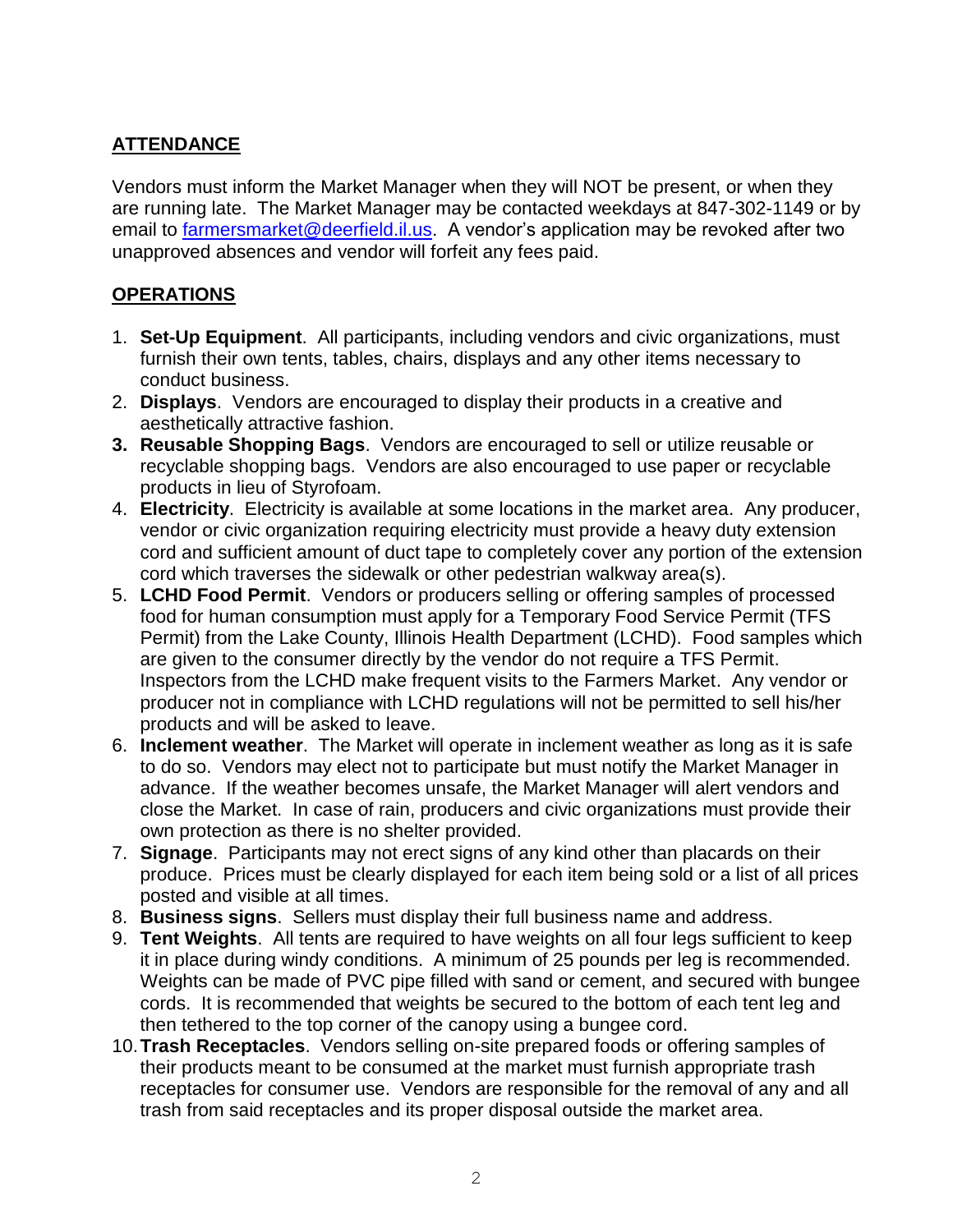## ATTENDANCE

Vendors must inform the Market Manager when they will NOT be present, or when they are running late. The Market Manager may be contacted weekdays at 847-302-1149 or by email to farmersmarket@deerfield.il.us. A vendor's application may be revoked after two unapproved absences and vendor will forfeit any fees paid.

## OPERATIONS

1. **Set-Up Equipment**. All participants, including vendors and civic organizations, must furnish their own tents, tables, chairs, displays and any other items necessary to conduct business.
2. **Displays**. Vendors are encouraged to display their products in a creative and aesthetically attractive fashion.
3. **Reusable Shopping Bags**. Vendors are encouraged to sell or utilize reusable or recyclable shopping bags. Vendors are also encouraged to use paper or recyclable products in lieu of Styrofoam.
4. **Electricity**. Electricity is available at some locations in the market area. Any producer, vendor or civic organization requiring electricity must provide a heavy duty extension cord and sufficient amount of duct tape to completely cover any portion of the extension cord which traverses the sidewalk or other pedestrian walkway area(s).
5. **LCHD Food Permit**. Vendors or producers selling or offering samples of processed food for human consumption must apply for a Temporary Food Service Permit (TFS Permit) from the Lake County, Illinois Health Department (LCHD). Food samples which are given to the consumer directly by the vendor do not require a TFS Permit. Inspectors from the LCHD make frequent visits to the Farmers Market. Any vendor or producer not in compliance with LCHD regulations will not be permitted to sell his/her products and will be asked to leave.
6. **Inclement weather**. The Market will operate in inclement weather as long as it is safe to do so. Vendors may elect not to participate but must notify the Market Manager in advance. If the weather becomes unsafe, the Market Manager will alert vendors and close the Market. In case of rain, producers and civic organizations must provide their own protection as there is no shelter provided.
7. **Signage**. Participants may not erect signs of any kind other than placards on their produce. Prices must be clearly displayed for each item being sold or a list of all prices posted and visible at all times.
8. **Business signs**. Sellers must display their full business name and address.
9. **Tent Weights**. All tents are required to have weights on all four legs sufficient to keep it in place during windy conditions. A minimum of 25 pounds per leg is recommended. Weights can be made of PVC pipe filled with sand or cement, and secured with bungee cords. It is recommended that weights be secured to the bottom of each tent leg and then tethered to the top corner of the canopy using a bungee cord.
10. **Trash Receptacles**. Vendors selling on-site prepared foods or offering samples of their products meant to be consumed at the market must furnish appropriate trash receptacles for consumer use. Vendors are responsible for the removal of any and all trash from said receptacles and its proper disposal outside the market area.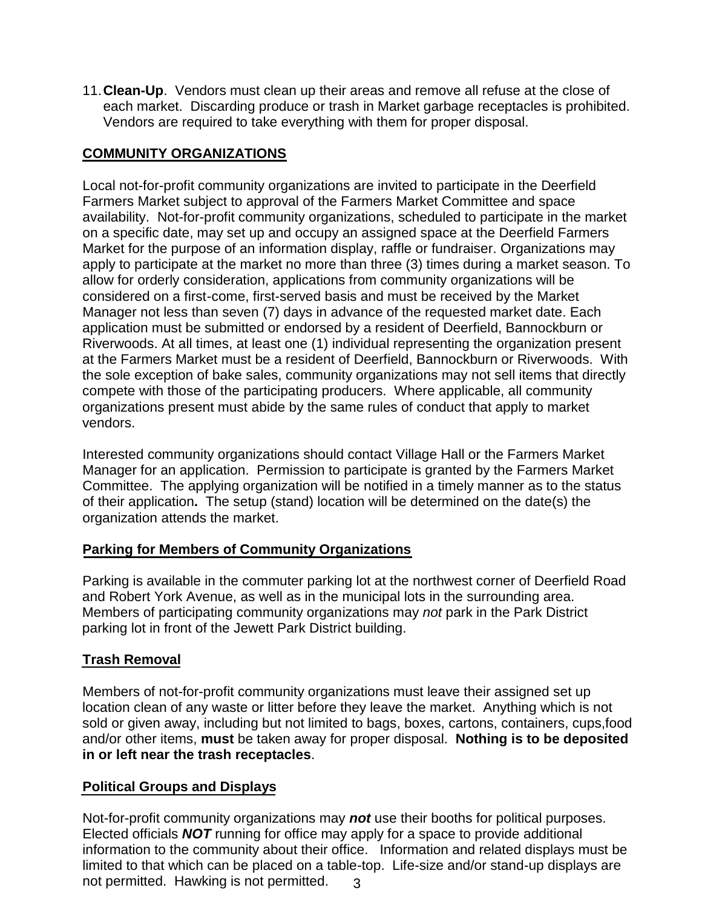11. **Clean-Up**. Vendors must clean up their areas and remove all refuse at the close of each market. Discarding produce or trash in Market garbage receptacles is prohibited. Vendors are required to take everything with them for proper disposal.

## COMMUNITY ORGANIZATIONS

Local not-for-profit community organizations are invited to participate in the Deerfield Farmers Market subject to approval of the Farmers Market Committee and space availability. Not-for-profit community organizations, scheduled to participate in the market on a specific date, may set up and occupy an assigned space at the Deerfield Farmers Market for the purpose of an information display, raffle or fundraiser. Organizations may apply to participate at the market no more than three (3) times during a market season. To allow for orderly consideration, applications from community organizations will be considered on a first-come, first-served basis and must be received by the Market Manager not less than seven (7) days in advance of the requested market date. Each application must be submitted or endorsed by a resident of Deerfield, Bannockburn or Riverwoods. At all times, at least one (1) individual representing the organization present at the Farmers Market must be a resident of Deerfield, Bannockburn or Riverwoods. With the sole exception of bake sales, community organizations may not sell items that directly compete with those of the participating producers. Where applicable, all community organizations present must abide by the same rules of conduct that apply to market vendors.

Interested community organizations should contact Village Hall or the Farmers Market Manager for an application. Permission to participate is granted by the Farmers Market Committee. The applying organization will be notified in a timely manner as to the status of their application**.** The setup (stand) location will be determined on the date(s) the organization attends the market.

### Parking for Members of Community Organizations

Parking is available in the commuter parking lot at the northwest corner of Deerfield Road and Robert York Avenue, as well as in the municipal lots in the surrounding area. Members of participating community organizations may *not* park in the Park District parking lot in front of the Jewett Park District building.

### Trash Removal

Members of not-for-profit community organizations must leave their assigned set up location clean of any waste or litter before they leave the market. Anything which is not sold or given away, including but not limited to bags, boxes, cartons, containers, cups,food and/or other items, **must** be taken away for proper disposal. **Nothing is to be deposited in or left near the trash receptacles**.

### Political Groups and Displays

Not-for-profit community organizations may ***not*** use their booths for political purposes. Elected officials ***NOT*** running for office may apply for a space to provide additional information to the community about their office. Information and related displays must be limited to that which can be placed on a table-top. Life-size and/or stand-up displays are not permitted. Hawking is not permitted.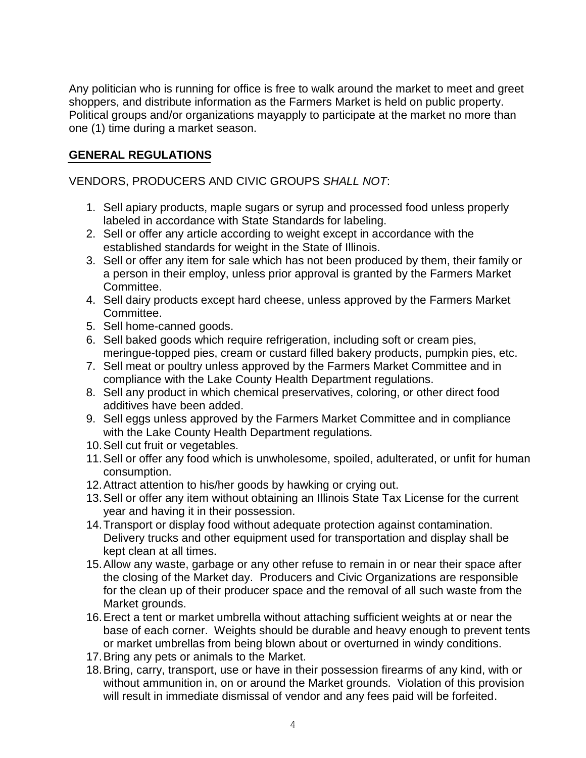Any politician who is running for office is free to walk around the market to meet and greet shoppers, and distribute information as the Farmers Market is held on public property. Political groups and/or organizations mayapply to participate at the market no more than one (1) time during a market season.

## GENERAL REGULATIONS

VENDORS, PRODUCERS AND CIVIC GROUPS *SHALL NOT*:

1. Sell apiary products, maple sugars or syrup and processed food unless properly labeled in accordance with State Standards for labeling.
2. Sell or offer any article according to weight except in accordance with the established standards for weight in the State of Illinois.
3. Sell or offer any item for sale which has not been produced by them, their family or a person in their employ, unless prior approval is granted by the Farmers Market Committee.
4. Sell dairy products except hard cheese, unless approved by the Farmers Market Committee.
5. Sell home-canned goods.
6. Sell baked goods which require refrigeration, including soft or cream pies, meringue-topped pies, cream or custard filled bakery products, pumpkin pies, etc.
7. Sell meat or poultry unless approved by the Farmers Market Committee and in compliance with the Lake County Health Department regulations.
8. Sell any product in which chemical preservatives, coloring, or other direct food additives have been added.
9. Sell eggs unless approved by the Farmers Market Committee and in compliance with the Lake County Health Department regulations.
10. Sell cut fruit or vegetables.
11. Sell or offer any food which is unwholesome, spoiled, adulterated, or unfit for human consumption.
12. Attract attention to his/her goods by hawking or crying out.
13. Sell or offer any item without obtaining an Illinois State Tax License for the current year and having it in their possession.
14. Transport or display food without adequate protection against contamination. Delivery trucks and other equipment used for transportation and display shall be kept clean at all times.
15. Allow any waste, garbage or any other refuse to remain in or near their space after the closing of the Market day. Producers and Civic Organizations are responsible for the clean up of their producer space and the removal of all such waste from the Market grounds.
16. Erect a tent or market umbrella without attaching sufficient weights at or near the base of each corner. Weights should be durable and heavy enough to prevent tents or market umbrellas from being blown about or overturned in windy conditions.
17. Bring any pets or animals to the Market.
18. Bring, carry, transport, use or have in their possession firearms of any kind, with or without ammunition in, on or around the Market grounds. Violation of this provision will result in immediate dismissal of vendor and any fees paid will be forfeited.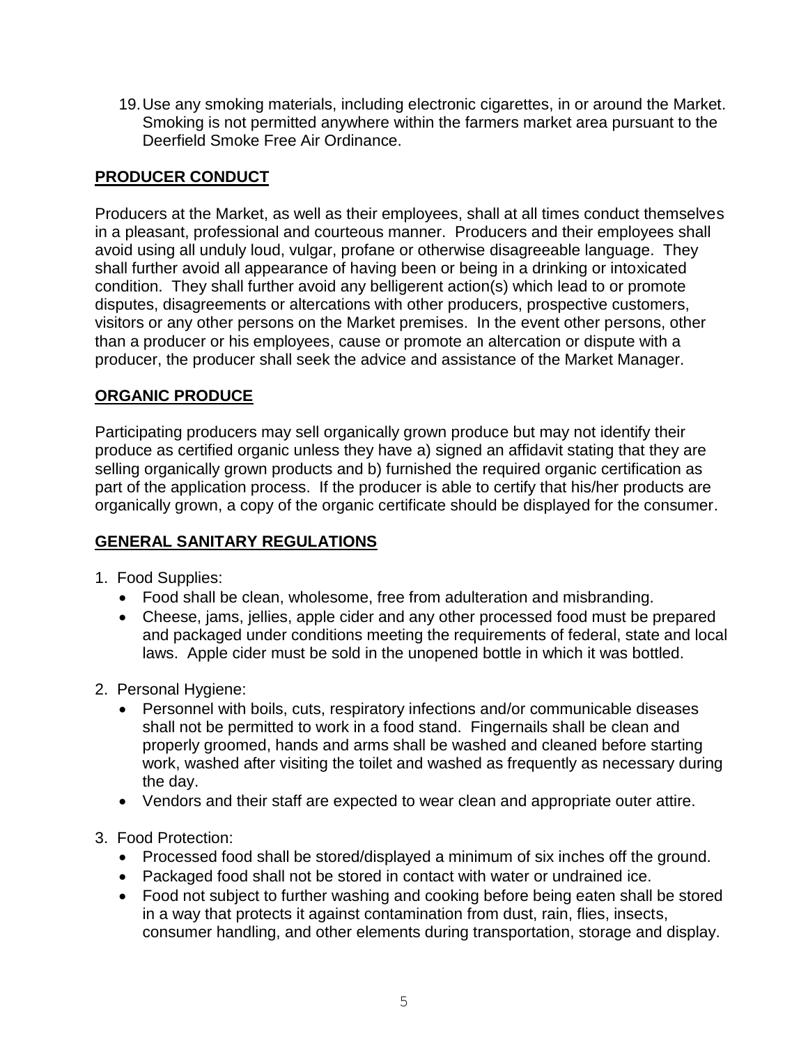19. Use any smoking materials, including electronic cigarettes, in or around the Market. Smoking is not permitted anywhere within the farmers market area pursuant to the Deerfield Smoke Free Air Ordinance.

## PRODUCER CONDUCT

Producers at the Market, as well as their employees, shall at all times conduct themselves in a pleasant, professional and courteous manner. Producers and their employees shall avoid using all unduly loud, vulgar, profane or otherwise disagreeable language. They shall further avoid all appearance of having been or being in a drinking or intoxicated condition. They shall further avoid any belligerent action(s) which lead to or promote disputes, disagreements or altercations with other producers, prospective customers, visitors or any other persons on the Market premises. In the event other persons, other than a producer or his employees, cause or promote an altercation or dispute with a producer, the producer shall seek the advice and assistance of the Market Manager.

## ORGANIC PRODUCE

Participating producers may sell organically grown produce but may not identify their produce as certified organic unless they have a) signed an affidavit stating that they are selling organically grown products and b) furnished the required organic certification as part of the application process. If the producer is able to certify that his/her products are organically grown, a copy of the organic certificate should be displayed for the consumer.

## GENERAL SANITARY REGULATIONS

1. Food Supplies:
   - Food shall be clean, wholesome, free from adulteration and misbranding.
   - Cheese, jams, jellies, apple cider and any other processed food must be prepared and packaged under conditions meeting the requirements of federal, state and local laws. Apple cider must be sold in the unopened bottle in which it was bottled.
2. Personal Hygiene:
   - Personnel with boils, cuts, respiratory infections and/or communicable diseases shall not be permitted to work in a food stand. Fingernails shall be clean and properly groomed, hands and arms shall be washed and cleaned before starting work, washed after visiting the toilet and washed as frequently as necessary during the day.
   - Vendors and their staff are expected to wear clean and appropriate outer attire.
3. Food Protection:
   - Processed food shall be stored/displayed a minimum of six inches off the ground.
   - Packaged food shall not be stored in contact with water or undrained ice.
   - Food not subject to further washing and cooking before being eaten shall be stored in a way that protects it against contamination from dust, rain, flies, insects, consumer handling, and other elements during transportation, storage and display.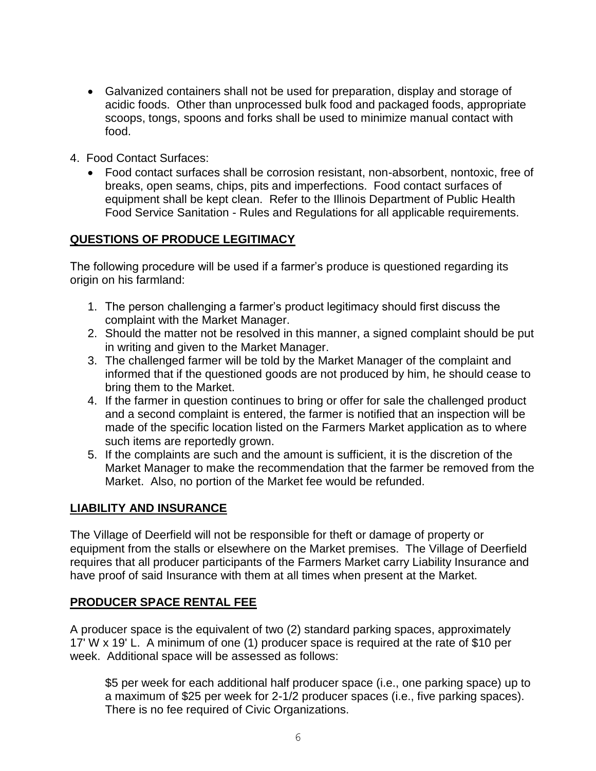- Galvanized containers shall not be used for preparation, display and storage of acidic foods. Other than unprocessed bulk food and packaged foods, appropriate scoops, tongs, spoons and forks shall be used to minimize manual contact with food.

4. Food Contact Surfaces:
   - Food contact surfaces shall be corrosion resistant, non-absorbent, nontoxic, free of breaks, open seams, chips, pits and imperfections. Food contact surfaces of equipment shall be kept clean. Refer to the Illinois Department of Public Health Food Service Sanitation - Rules and Regulations for all applicable requirements.

## QUESTIONS OF PRODUCE LEGITIMACY

The following procedure will be used if a farmer's produce is questioned regarding its origin on his farmland:

1. The person challenging a farmer's product legitimacy should first discuss the complaint with the Market Manager.
2. Should the matter not be resolved in this manner, a signed complaint should be put in writing and given to the Market Manager.
3. The challenged farmer will be told by the Market Manager of the complaint and informed that if the questioned goods are not produced by him, he should cease to bring them to the Market.
4. If the farmer in question continues to bring or offer for sale the challenged product and a second complaint is entered, the farmer is notified that an inspection will be made of the specific location listed on the Farmers Market application as to where such items are reportedly grown.
5. If the complaints are such and the amount is sufficient, it is the discretion of the Market Manager to make the recommendation that the farmer be removed from the Market. Also, no portion of the Market fee would be refunded.

## LIABILITY AND INSURANCE

The Village of Deerfield will not be responsible for theft or damage of property or equipment from the stalls or elsewhere on the Market premises. The Village of Deerfield requires that all producer participants of the Farmers Market carry Liability Insurance and have proof of said Insurance with them at all times when present at the Market.

## PRODUCER SPACE RENTAL FEE

A producer space is the equivalent of two (2) standard parking spaces, approximately 17' W x 19' L. A minimum of one (1) producer space is required at the rate of $10 per week. Additional space will be assessed as follows:

> $5 per week for each additional half producer space (i.e., one parking space) up to a maximum of $25 per week for 2-1/2 producer spaces (i.e., five parking spaces). There is no fee required of Civic Organizations.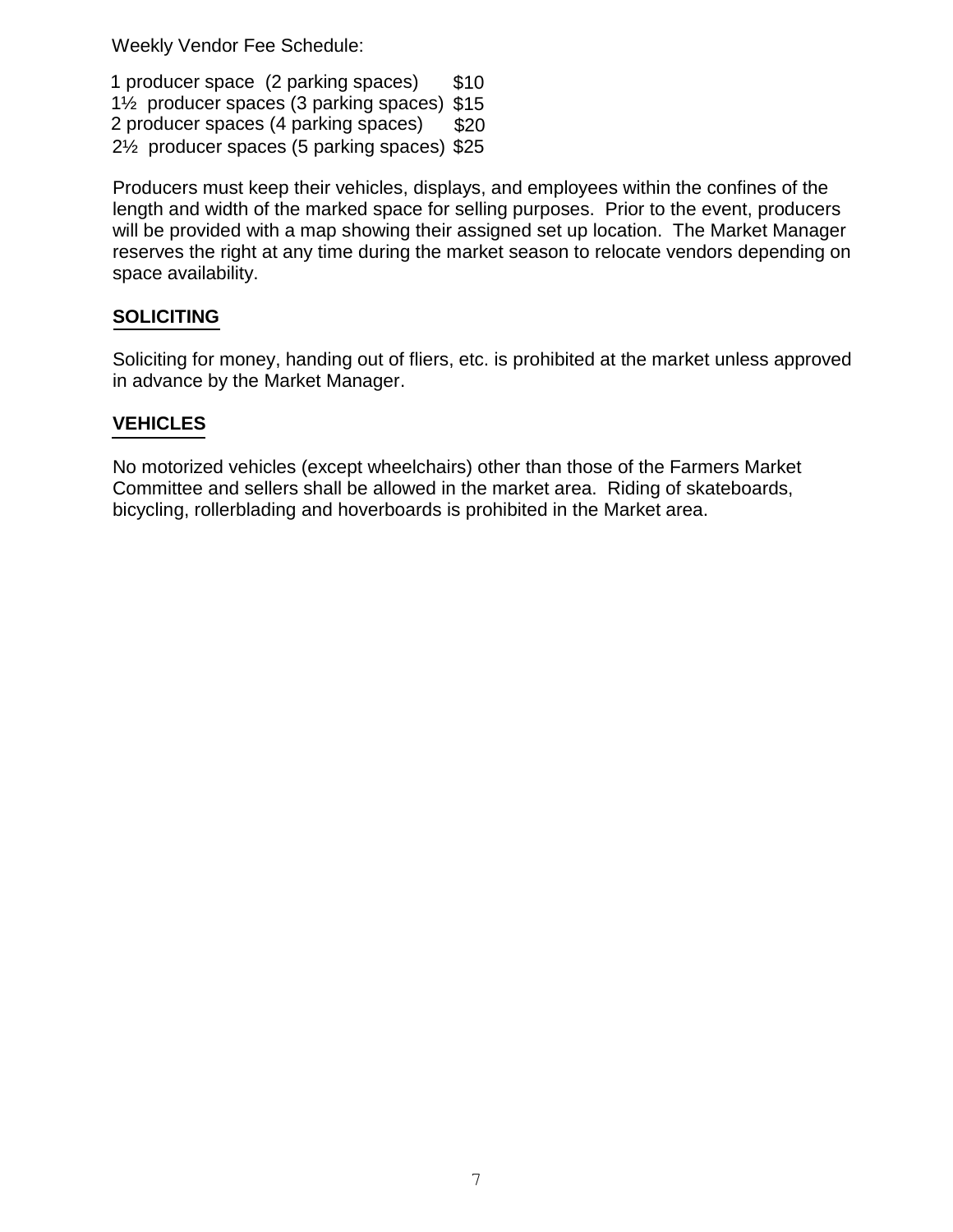Weekly Vendor Fee Schedule:

| | |
|---|---|
| 1 producer space (2 parking spaces) | $10 |
| 1½ producer spaces (3 parking spaces) | $15 |
| 2 producer spaces (4 parking spaces) | $20 |
| 2½ producer spaces (5 parking spaces) | $25 |

Producers must keep their vehicles, displays, and employees within the confines of the length and width of the marked space for selling purposes. Prior to the event, producers will be provided with a map showing their assigned set up location. The Market Manager reserves the right at any time during the market season to relocate vendors depending on space availability.

## SOLICITING

Soliciting for money, handing out of fliers, etc. is prohibited at the market unless approved in advance by the Market Manager.

## VEHICLES

No motorized vehicles (except wheelchairs) other than those of the Farmers Market Committee and sellers shall be allowed in the market area. Riding of skateboards, bicycling, rollerblading and hoverboards is prohibited in the Market area.